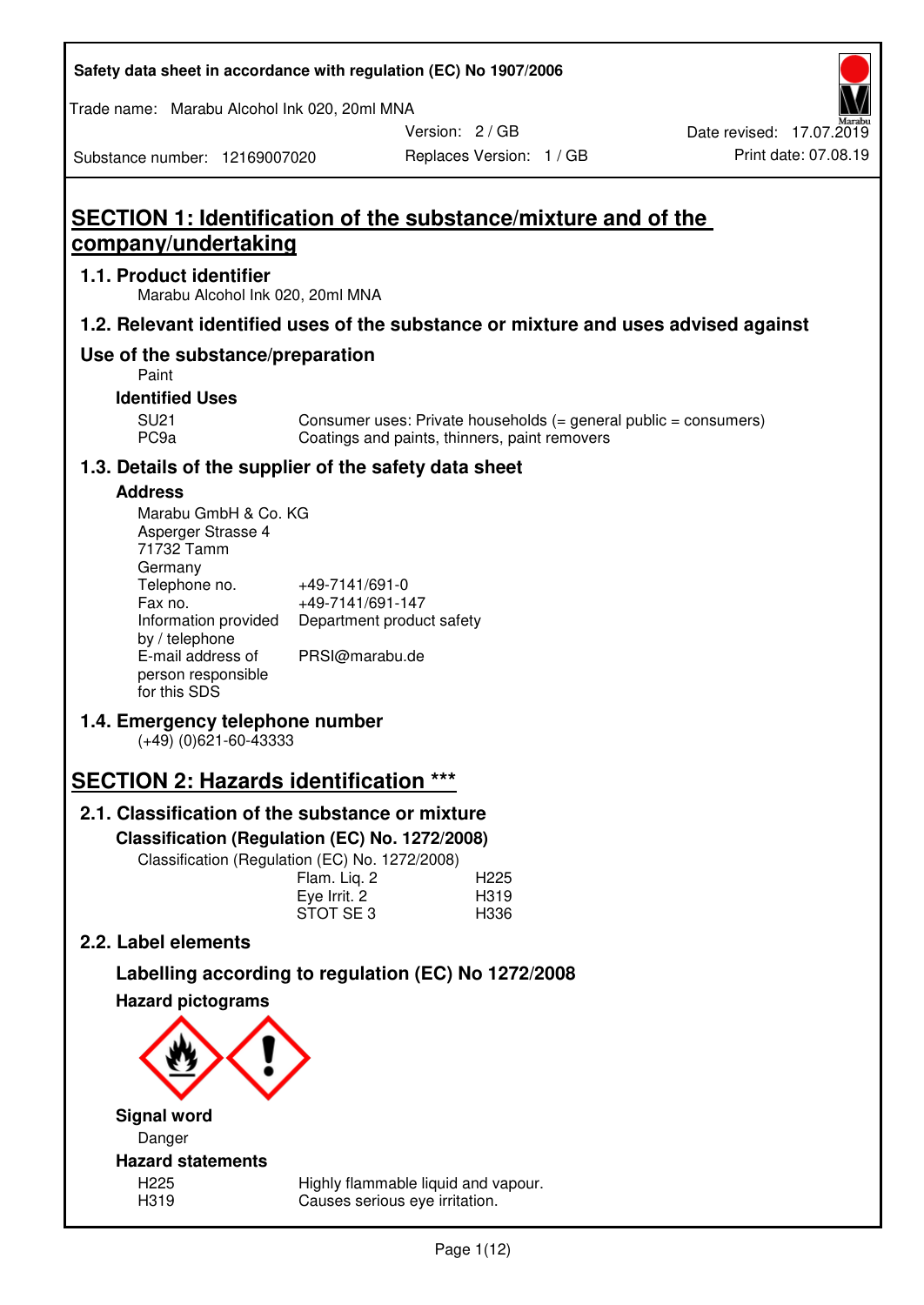Safety data sheet in accordance with regulation (EC) No 1907/2006

Trade name: Marabu Alcohol Ink 020, 20ml MNA

Version: 2 / GB

Replaces Version: 1 / GB

Date revised: 17.07.2019

Print date: 07.08.19

Substance number: 12169007020

# SECTION 1: Identification of the substance/mixture and of the company/undertaking

## 1.1. Product identifier

Marabu Alcohol Ink 020, 20ml MNA

## 1.2. Relevant identified uses of the substance or mixture and uses advised against

## Use of the substance/preparation

Paint

### Identified Uses

| | |
|---|---|
| SU21 | Consumer uses: Private households (= general public = consumers) |
| PC9a | Coatings and paints, thinners, paint removers |

## 1.3. Details of the supplier of the safety data sheet

### Address

Marabu GmbH & Co. KG
Asperger Strasse 4
71732 Tamm
Germany

| | |
|---|---|
| Telephone no. | +49-7141/691-0 |
| Fax no. | +49-7141/691-147 |
| Information provided by / telephone | Department product safety |
| E-mail address of person responsible for this SDS | PRSI@marabu.de |

## 1.4. Emergency telephone number

(+49) (0)621-60-43333

# SECTION 2: Hazards identification ***

## 2.1. Classification of the substance or mixture

### Classification (Regulation (EC) No. 1272/2008)

Classification (Regulation (EC) No. 1272/2008)

| | |
|---|---|
| Flam. Liq. 2 | H225 |
| Eye Irrit. 2 | H319 |
| STOT SE 3 | H336 |

## 2.2. Label elements

### Labelling according to regulation (EC) No 1272/2008

### Hazard pictograms

### Signal word

Danger

### Hazard statements

| | |
|---|---|
| H225 | Highly flammable liquid and vapour. |
| H319 | Causes serious eye irritation. |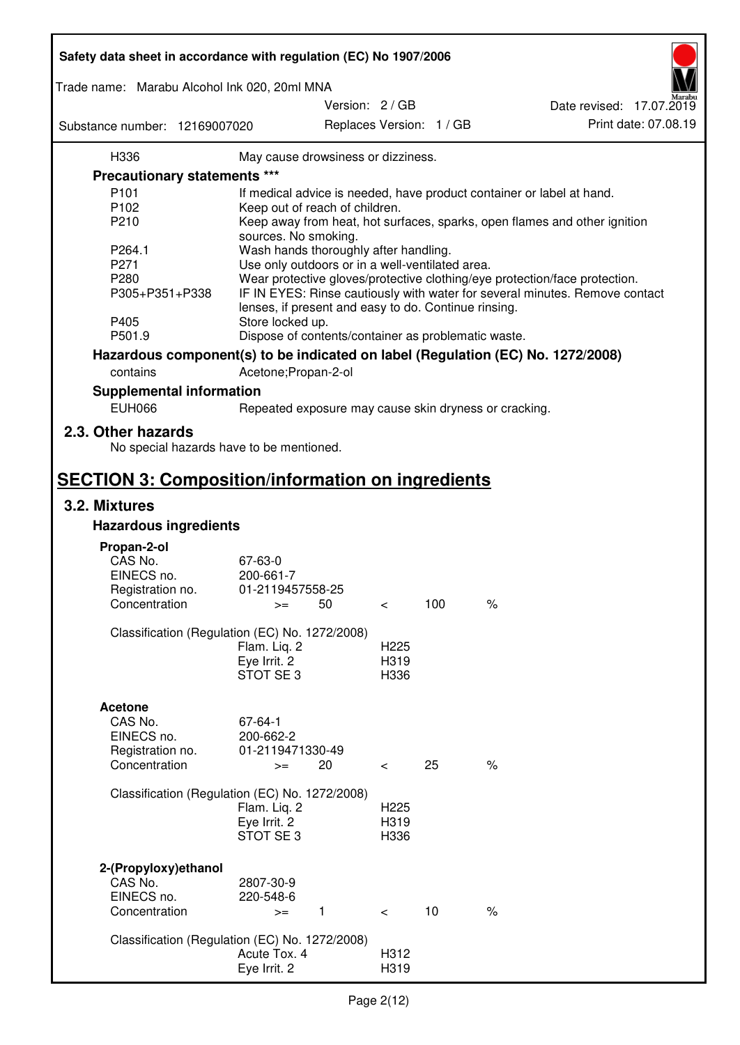| | |
|---|---|
| H336 | May cause drowsiness or dizziness. |

### Precautionary statements ***

| | |
|---|---|
| P101 | If medical advice is needed, have product container or label at hand. |
| P102 | Keep out of reach of children. |
| P210 | Keep away from heat, hot surfaces, sparks, open flames and other ignition sources. No smoking. |
| P264.1 | Wash hands thoroughly after handling. |
| P271 | Use only outdoors or in a well-ventilated area. |
| P280 | Wear protective gloves/protective clothing/eye protection/face protection. |
| P305+P351+P338 | IF IN EYES: Rinse cautiously with water for several minutes. Remove contact lenses, if present and easy to do. Continue rinsing. |
| P405 | Store locked up. |
| P501.9 | Dispose of contents/container as problematic waste. |

### Hazardous component(s) to be indicated on label (Regulation (EC) No. 1272/2008)

| | |
|---|---|
| contains | Acetone;Propan-2-ol |

### Supplemental information

| | |
|---|---|
| EUH066 | Repeated exposure may cause skin dryness or cracking. |

## 2.3. Other hazards

No special hazards have to be mentioned.

# SECTION 3: Composition/information on ingredients

## 3.2. Mixtures

### Hazardous ingredients

**Propan-2-ol**

| | | | | | |
|---|---|---|---|---|---|
| CAS No. | 67-63-0 | | | | |
| EINECS no. | 200-661-7 | | | | |
| Registration no. | 01-2119457558-25 | | | | |
| Concentration | >= | 50 | < | 100 | % |

Classification (Regulation (EC) No. 1272/2008)

| | |
|---|---|
| Flam. Liq. 2 | H225 |
| Eye Irrit. 2 | H319 |
| STOT SE 3 | H336 |

**Acetone**

| | | | | | |
|---|---|---|---|---|---|
| CAS No. | 67-64-1 | | | | |
| EINECS no. | 200-662-2 | | | | |
| Registration no. | 01-2119471330-49 | | | | |
| Concentration | >= | 20 | < | 25 | % |

Classification (Regulation (EC) No. 1272/2008)

| | |
|---|---|
| Flam. Liq. 2 | H225 |
| Eye Irrit. 2 | H319 |
| STOT SE 3 | H336 |

**2-(Propyloxy)ethanol**

| | | | | | |
|---|---|---|---|---|---|
| CAS No. | 2807-30-9 | | | | |
| EINECS no. | 220-548-6 | | | | |
| Concentration | >= | 1 | < | 10 | % |

Classification (Regulation (EC) No. 1272/2008)

| | |
|---|---|
| Acute Tox. 4 | H312 |
| Eye Irrit. 2 | H319 |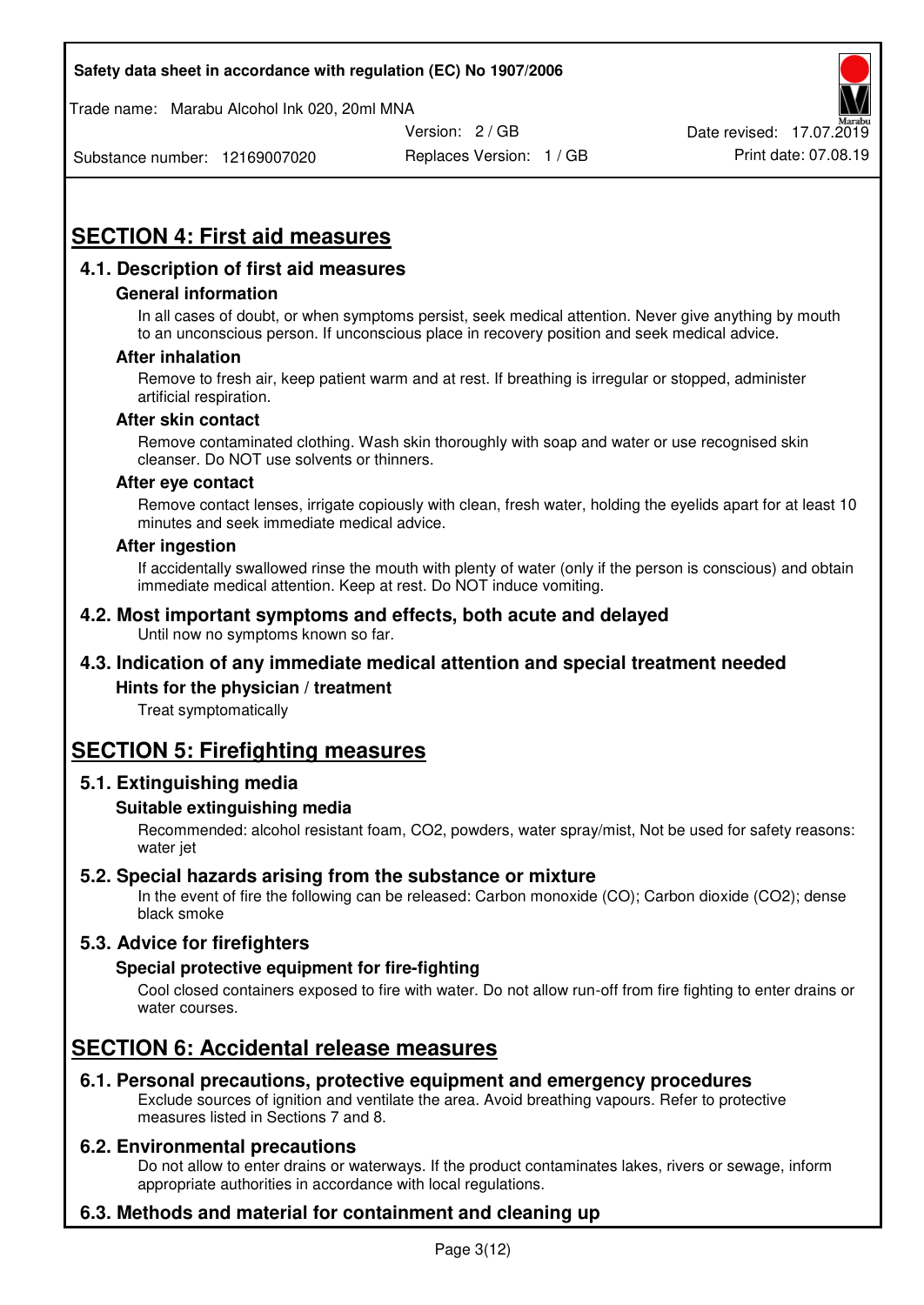## SECTION 4: First aid measures

### 4.1. Description of first aid measures

#### General information

In all cases of doubt, or when symptoms persist, seek medical attention. Never give anything by mouth to an unconscious person. If unconscious place in recovery position and seek medical advice.

#### After inhalation

Remove to fresh air, keep patient warm and at rest. If breathing is irregular or stopped, administer artificial respiration.

#### After skin contact

Remove contaminated clothing. Wash skin thoroughly with soap and water or use recognised skin cleanser. Do NOT use solvents or thinners.

#### After eye contact

Remove contact lenses, irrigate copiously with clean, fresh water, holding the eyelids apart for at least 10 minutes and seek immediate medical advice.

#### After ingestion

If accidentally swallowed rinse the mouth with plenty of water (only if the person is conscious) and obtain immediate medical attention. Keep at rest. Do NOT induce vomiting.

### 4.2. Most important symptoms and effects, both acute and delayed

Until now no symptoms known so far.

### 4.3. Indication of any immediate medical attention and special treatment needed

#### Hints for the physician / treatment

Treat symptomatically

## SECTION 5: Firefighting measures

### 5.1. Extinguishing media

#### Suitable extinguishing media

Recommended: alcohol resistant foam, $CO_2$, powders, water spray/mist, Not be used for safety reasons: water jet

### 5.2. Special hazards arising from the substance or mixture

In the event of fire the following can be released: Carbon monoxide (CO); Carbon dioxide ($CO_2$); dense black smoke

### 5.3. Advice for firefighters

#### Special protective equipment for fire-fighting

Cool closed containers exposed to fire with water. Do not allow run-off from fire fighting to enter drains or water courses.

## SECTION 6: Accidental release measures

### 6.1. Personal precautions, protective equipment and emergency procedures

Exclude sources of ignition and ventilate the area. Avoid breathing vapours. Refer to protective measures listed in Sections 7 and 8.

### 6.2. Environmental precautions

Do not allow to enter drains or waterways. If the product contaminates lakes, rivers or sewage, inform appropriate authorities in accordance with local regulations.

### 6.3. Methods and material for containment and cleaning up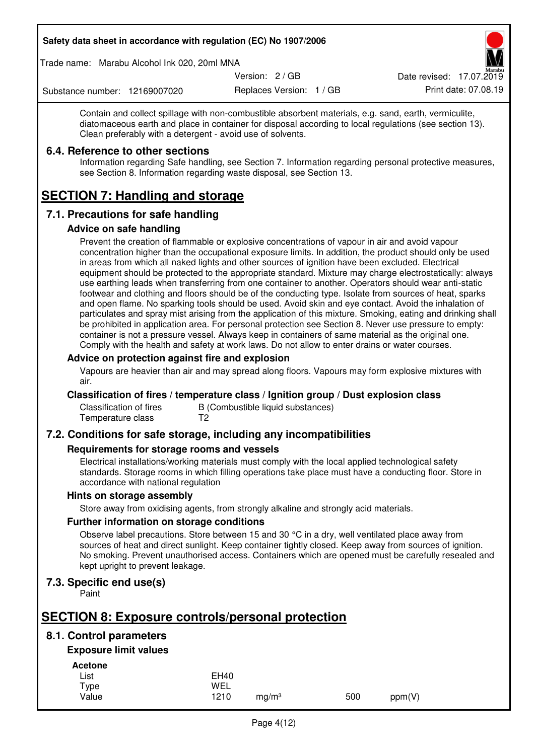Contain and collect spillage with non-combustible absorbent materials, e.g. sand, earth, vermiculite, diatomaceous earth and place in container for disposal according to local regulations (see section 13). Clean preferably with a detergent - avoid use of solvents.

### 6.4. Reference to other sections

Information regarding Safe handling, see Section 7. Information regarding personal protective measures, see Section 8. Information regarding waste disposal, see Section 13.

# SECTION 7: Handling and storage

## 7.1. Precautions for safe handling

### Advice on safe handling

Prevent the creation of flammable or explosive concentrations of vapour in air and avoid vapour concentration higher than the occupational exposure limits. In addition, the product should only be used in areas from which all naked lights and other sources of ignition have been excluded. Electrical equipment should be protected to the appropriate standard. Mixture may charge electrostatically: always use earthing leads when transferring from one container to another. Operators should wear anti-static footwear and clothing and floors should be of the conducting type. Isolate from sources of heat, sparks and open flame. No sparking tools should be used. Avoid skin and eye contact. Avoid the inhalation of particulates and spray mist arising from the application of this mixture. Smoking, eating and drinking shall be prohibited in application area. For personal protection see Section 8. Never use pressure to empty: container is not a pressure vessel. Always keep in containers of same material as the original one. Comply with the health and safety at work laws. Do not allow to enter drains or water courses.

### Advice on protection against fire and explosion

Vapours are heavier than air and may spread along floors. Vapours may form explosive mixtures with air.

### Classification of fires / temperature class / Ignition group / Dust explosion class

| | |
|---|---|
| Classification of fires | B (Combustible liquid substances) |
| Temperature class | T2 |

## 7.2. Conditions for safe storage, including any incompatibilities

### Requirements for storage rooms and vessels

Electrical installations/working materials must comply with the local applied technological safety standards. Storage rooms in which filling operations take place must have a conducting floor. Store in accordance with national regulation

### Hints on storage assembly

Store away from oxidising agents, from strongly alkaline and strongly acid materials.

### Further information on storage conditions

Observe label precautions. Store between 15 and 30 °C in a dry, well ventilated place away from sources of heat and direct sunlight. Keep container tightly closed. Keep away from sources of ignition. No smoking. Prevent unauthorised access. Containers which are opened must be carefully resealed and kept upright to prevent leakage.

## 7.3. Specific end use(s)

Paint

# SECTION 8: Exposure controls/personal protection

## 8.1. Control parameters

### Exposure limit values

**Acetone**

| | | | | |
|---|---|---|---|---|
| List | EH40 | | | |
| Type | WEL | | | |
| Value | 1210 | mg/m³ | 500 | ppm(V) |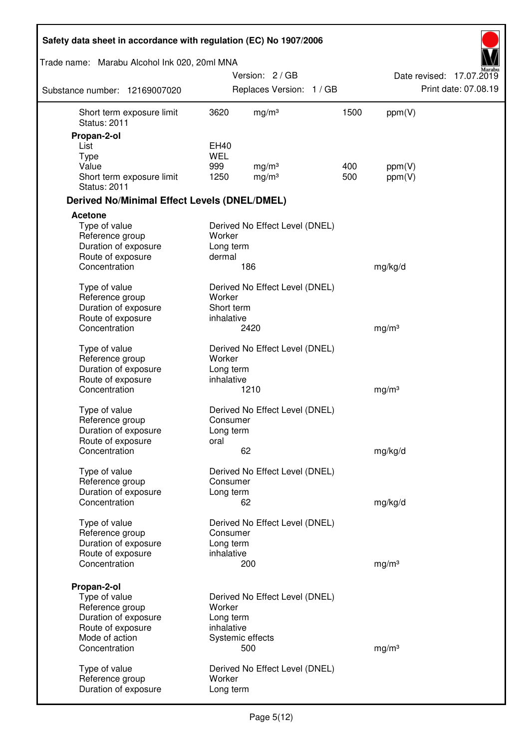| | | | | |
|---|---|---|---|---|
| Short term exposure limit | 3620 | mg/m³ | 1500 | ppm(V) |
| Status: 2011 | | | | |

**Propan-2-ol**

| | | | | |
|---|---|---|---|---|
| List | EH40 | | | |
| Type | WEL | | | |
| Value | 999 | mg/m³ | 400 | ppm(V) |
| Short term exposure limit | 1250 | mg/m³ | 500 | ppm(V) |
| Status: 2011 | | | | |

## Derived No/Minimal Effect Levels (DNEL/DMEL)

**Acetone**

| | | |
|---|---|---|
| Type of value | Derived No Effect Level (DNEL) | |
| Reference group | Worker | |
| Duration of exposure | Long term | |
| Route of exposure | dermal | |
| Concentration | 186 | mg/kg/d |

| | | |
|---|---|---|
| Type of value | Derived No Effect Level (DNEL) | |
| Reference group | Worker | |
| Duration of exposure | Short term | |
| Route of exposure | inhalative | |
| Concentration | 2420 | mg/m³ |

| | | |
|---|---|---|
| Type of value | Derived No Effect Level (DNEL) | |
| Reference group | Worker | |
| Duration of exposure | Long term | |
| Route of exposure | inhalative | |
| Concentration | 1210 | mg/m³ |

| | | |
|---|---|---|
| Type of value | Derived No Effect Level (DNEL) | |
| Reference group | Consumer | |
| Duration of exposure | Long term | |
| Route of exposure | oral | |
| Concentration | 62 | mg/kg/d |

| | | |
|---|---|---|
| Type of value | Derived No Effect Level (DNEL) | |
| Reference group | Consumer | |
| Duration of exposure | Long term | |
| Concentration | 62 | mg/kg/d |

| | | |
|---|---|---|
| Type of value | Derived No Effect Level (DNEL) | |
| Reference group | Consumer | |
| Duration of exposure | Long term | |
| Route of exposure | inhalative | |
| Concentration | 200 | mg/m³ |

**Propan-2-ol**

| | | |
|---|---|---|
| Type of value | Derived No Effect Level (DNEL) | |
| Reference group | Worker | |
| Duration of exposure | Long term | |
| Route of exposure | inhalative | |
| Mode of action | Systemic effects | |
| Concentration | 500 | mg/m³ |

| | |
|---|---|
| Type of value | Derived No Effect Level (DNEL) |
| Reference group | Worker |
| Duration of exposure | Long term |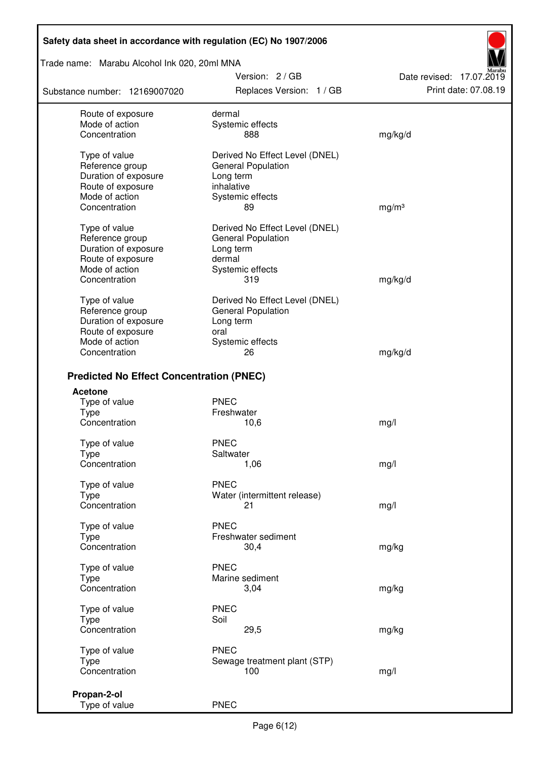| | | |
|---|---|---|
| Route of exposure | dermal | |
| Mode of action | Systemic effects | |
| Concentration | 888 | mg/kg/d |

| | | |
|---|---|---|
| Type of value | Derived No Effect Level (DNEL) | |
| Reference group | General Population | |
| Duration of exposure | Long term | |
| Route of exposure | inhalative | |
| Mode of action | Systemic effects | |
| Concentration | 89 | mg/m³ |

| | | |
|---|---|---|
| Type of value | Derived No Effect Level (DNEL) | |
| Reference group | General Population | |
| Duration of exposure | Long term | |
| Route of exposure | dermal | |
| Mode of action | Systemic effects | |
| Concentration | 319 | mg/kg/d |

| | | |
|---|---|---|
| Type of value | Derived No Effect Level (DNEL) | |
| Reference group | General Population | |
| Duration of exposure | Long term | |
| Route of exposure | oral | |
| Mode of action | Systemic effects | |
| Concentration | 26 | mg/kg/d |

### Predicted No Effect Concentration (PNEC)

**Acetone**

| | | |
|---|---|---|
| Type of value | PNEC | |
| Type | Freshwater | |
| Concentration | 10,6 | mg/l |

| | | |
|---|---|---|
| Type of value | PNEC | |
| Type | Saltwater | |
| Concentration | 1,06 | mg/l |

| | | |
|---|---|---|
| Type of value | PNEC | |
| Type | Water (intermittent release) | |
| Concentration | 21 | mg/l |

| | | |
|---|---|---|
| Type of value | PNEC | |
| Type | Freshwater sediment | |
| Concentration | 30,4 | mg/kg |

| | | |
|---|---|---|
| Type of value | PNEC | |
| Type | Marine sediment | |
| Concentration | 3,04 | mg/kg |

| | | |
|---|---|---|
| Type of value | PNEC | |
| Type | Soil | |
| Concentration | 29,5 | mg/kg |

| | | |
|---|---|---|
| Type of value | PNEC | |
| Type | Sewage treatment plant (STP) | |
| Concentration | 100 | mg/l |

**Propan-2-ol**

| | |
|---|---|
| Type of value | PNEC |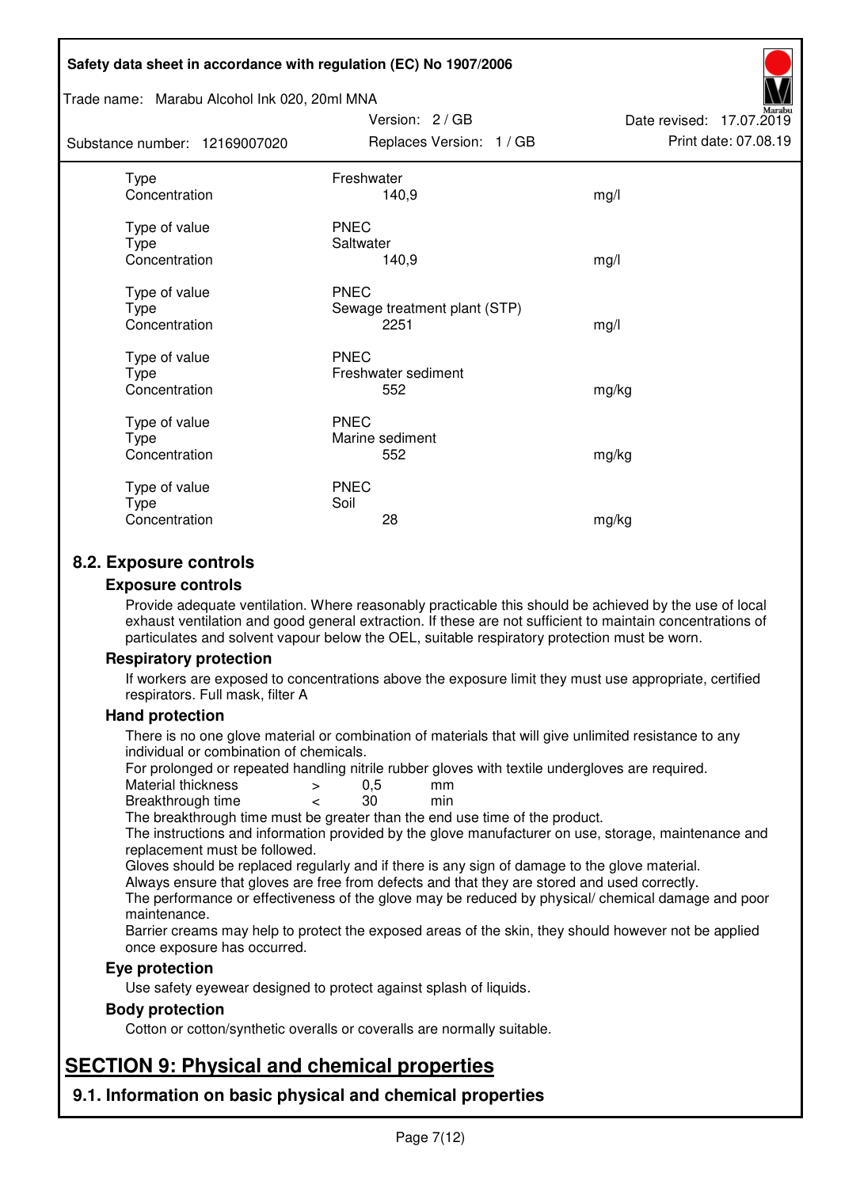| | | |
|---|---|---|
| Type | Freshwater | |
| Concentration | 140,9 | mg/l |
| | | |
| Type of value | PNEC | |
| Type | Saltwater | |
| Concentration | 140,9 | mg/l |
| | | |
| Type of value | PNEC | |
| Type | Sewage treatment plant (STP) | |
| Concentration | 2251 | mg/l |
| | | |
| Type of value | PNEC | |
| Type | Freshwater sediment | |
| Concentration | 552 | mg/kg |
| | | |
| Type of value | PNEC | |
| Type | Marine sediment | |
| Concentration | 552 | mg/kg |
| | | |
| Type of value | PNEC | |
| Type | Soil | |
| Concentration | 28 | mg/kg |

## 8.2. Exposure controls

### Exposure controls

Provide adequate ventilation. Where reasonably practicable this should be achieved by the use of local exhaust ventilation and good general extraction. If these are not sufficient to maintain concentrations of particulates and solvent vapour below the OEL, suitable respiratory protection must be worn.

### Respiratory protection

If workers are exposed to concentrations above the exposure limit they must use appropriate, certified respirators. Full mask, filter A

### Hand protection

There is no one glove material or combination of materials that will give unlimited resistance to any individual or combination of chemicals.

For prolonged or repeated handling nitrile rubber gloves with textile undergloves are required.

| | | | |
|---|---|---|---|
| Material thickness | > | 0,5 | mm |
| Breakthrough time | < | 30 | min |

The breakthrough time must be greater than the end use time of the product.

The instructions and information provided by the glove manufacturer on use, storage, maintenance and replacement must be followed.

Gloves should be replaced regularly and if there is any sign of damage to the glove material.

Always ensure that gloves are free from defects and that they are stored and used correctly.

The performance or effectiveness of the glove may be reduced by physical/ chemical damage and poor maintenance.

Barrier creams may help to protect the exposed areas of the skin, they should however not be applied once exposure has occurred.

### Eye protection

Use safety eyewear designed to protect against splash of liquids.

### Body protection

Cotton or cotton/synthetic overalls or coveralls are normally suitable.

# SECTION 9: Physical and chemical properties

## 9.1. Information on basic physical and chemical properties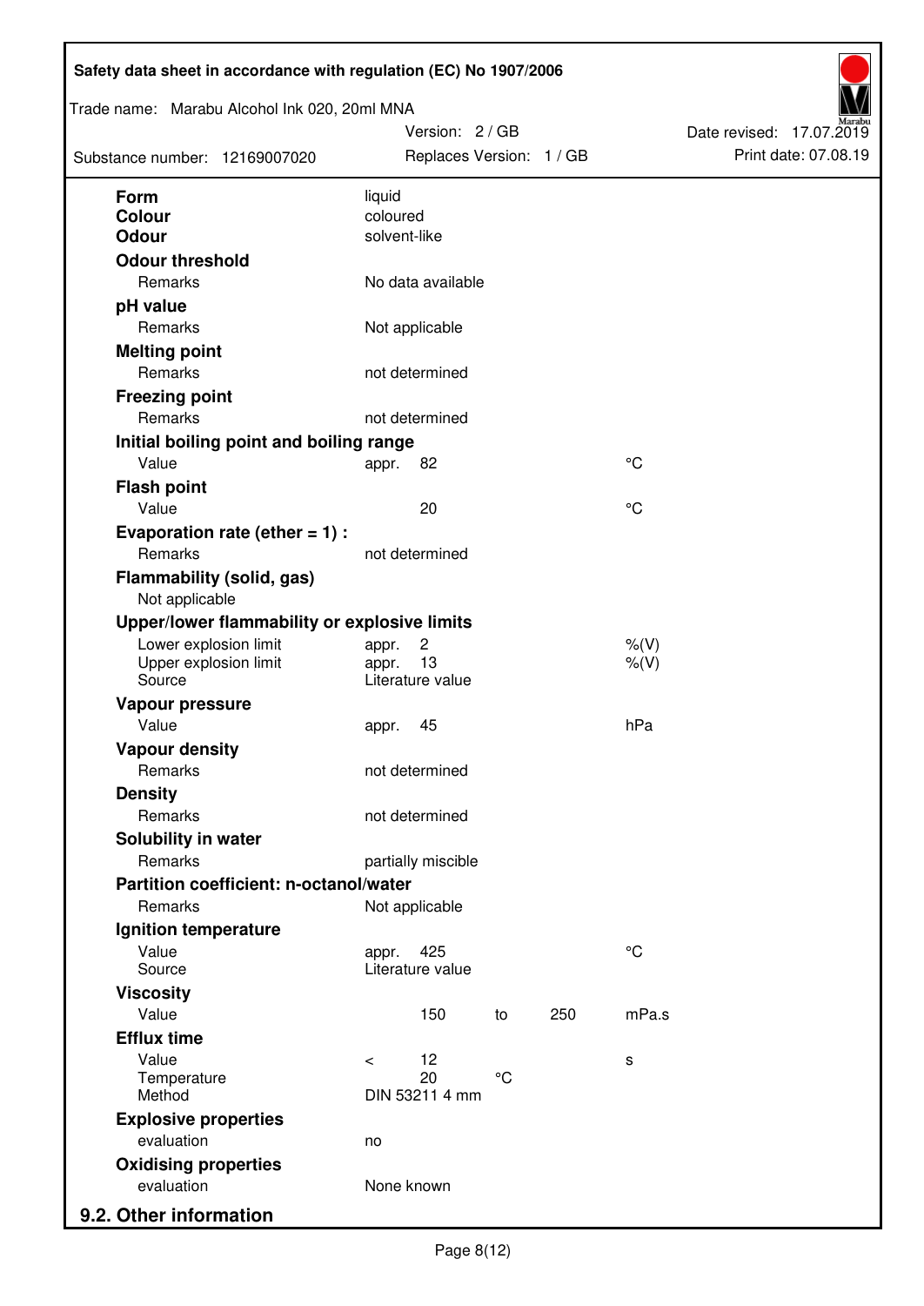| | | | | | |
|---|---|---|---|---|---|
| **Form** | liquid | | | | |
| **Colour** | coloured | | | | |
| **Odour** | solvent-like | | | | |
| **Odour threshold** | | | | | |
| Remarks | No data available | | | | |
| **pH value** | | | | | |
| Remarks | Not applicable | | | | |
| **Melting point** | | | | | |
| Remarks | not determined | | | | |
| **Freezing point** | | | | | |
| Remarks | not determined | | | | |
| **Initial boiling point and boiling range** | | | | | |
| Value | appr. | 82 | | | °C |
| **Flash point** | | | | | |
| Value | | 20 | | | °C |
| **Evaporation rate (ether = 1) :** | | | | | |
| Remarks | not determined | | | | |
| **Flammability (solid, gas)** | | | | | |
| Not applicable | | | | | |
| **Upper/lower flammability or explosive limits** | | | | | |
| Lower explosion limit | appr. | 2 | | | %(V) |
| Upper explosion limit | appr. | 13 | | | %(V) |
| Source | Literature value | | | | |
| **Vapour pressure** | | | | | |
| Value | appr. | 45 | | | hPa |
| **Vapour density** | | | | | |
| Remarks | not determined | | | | |
| **Density** | | | | | |
| Remarks | not determined | | | | |
| **Solubility in water** | | | | | |
| Remarks | partially miscible | | | | |
| **Partition coefficient: n-octanol/water** | | | | | |
| Remarks | Not applicable | | | | |
| **Ignition temperature** | | | | | |
| Value | appr. | 425 | | | °C |
| Source | Literature value | | | | |
| **Viscosity** | | | | | |
| Value | | 150 | to | 250 | mPa.s |
| **Efflux time** | | | | | |
| Value | < | 12 | | | s |
| Temperature | | 20 | °C | | |
| Method | DIN 53211 4 mm | | | | |
| **Explosive properties** | | | | | |
| evaluation | no | | | | |
| **Oxidising properties** | | | | | |
| evaluation | None known | | | | |

## 9.2. Other information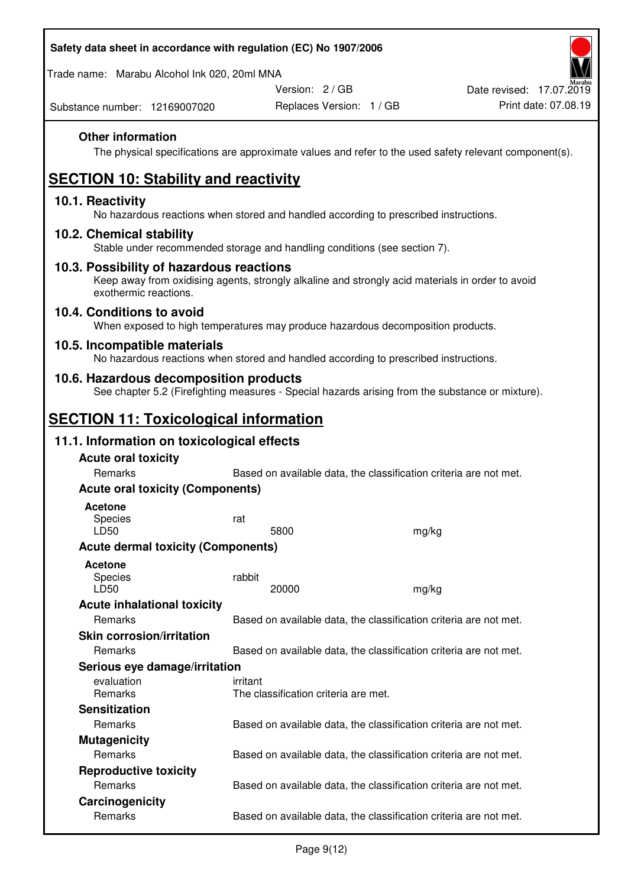**Other information**

The physical specifications are approximate values and refer to the used safety relevant component(s).

# SECTION 10: Stability and reactivity

## 10.1. Reactivity

No hazardous reactions when stored and handled according to prescribed instructions.

## 10.2. Chemical stability

Stable under recommended storage and handling conditions (see section 7).

## 10.3. Possibility of hazardous reactions

Keep away from oxidising agents, strongly alkaline and strongly acid materials in order to avoid exothermic reactions.

## 10.4. Conditions to avoid

When exposed to high temperatures may produce hazardous decomposition products.

## 10.5. Incompatible materials

No hazardous reactions when stored and handled according to prescribed instructions.

## 10.6. Hazardous decomposition products

See chapter 5.2 (Firefighting measures - Special hazards arising from the substance or mixture).

# SECTION 11: Toxicological information

## 11.1. Information on toxicological effects

**Acute oral toxicity**

Remarks: Based on available data, the classification criteria are not met.

**Acute oral toxicity (Components)**

**Acetone**

| Species | rat | |
|---|---|---|
| LD50 | 5800 | mg/kg |

**Acute dermal toxicity (Components)**

**Acetone**

| Species | rabbit | |
|---|---|---|
| LD50 | 20000 | mg/kg |

**Acute inhalational toxicity**

Remarks: Based on available data, the classification criteria are not met.

**Skin corrosion/irritation**

Remarks: Based on available data, the classification criteria are not met.

**Serious eye damage/irritation**

evaluation: irritant
Remarks: The classification criteria are met.

**Sensitization**

Remarks: Based on available data, the classification criteria are not met.

**Mutagenicity**

Remarks: Based on available data, the classification criteria are not met.

**Reproductive toxicity**

Remarks: Based on available data, the classification criteria are not met.

**Carcinogenicity**

Remarks: Based on available data, the classification criteria are not met.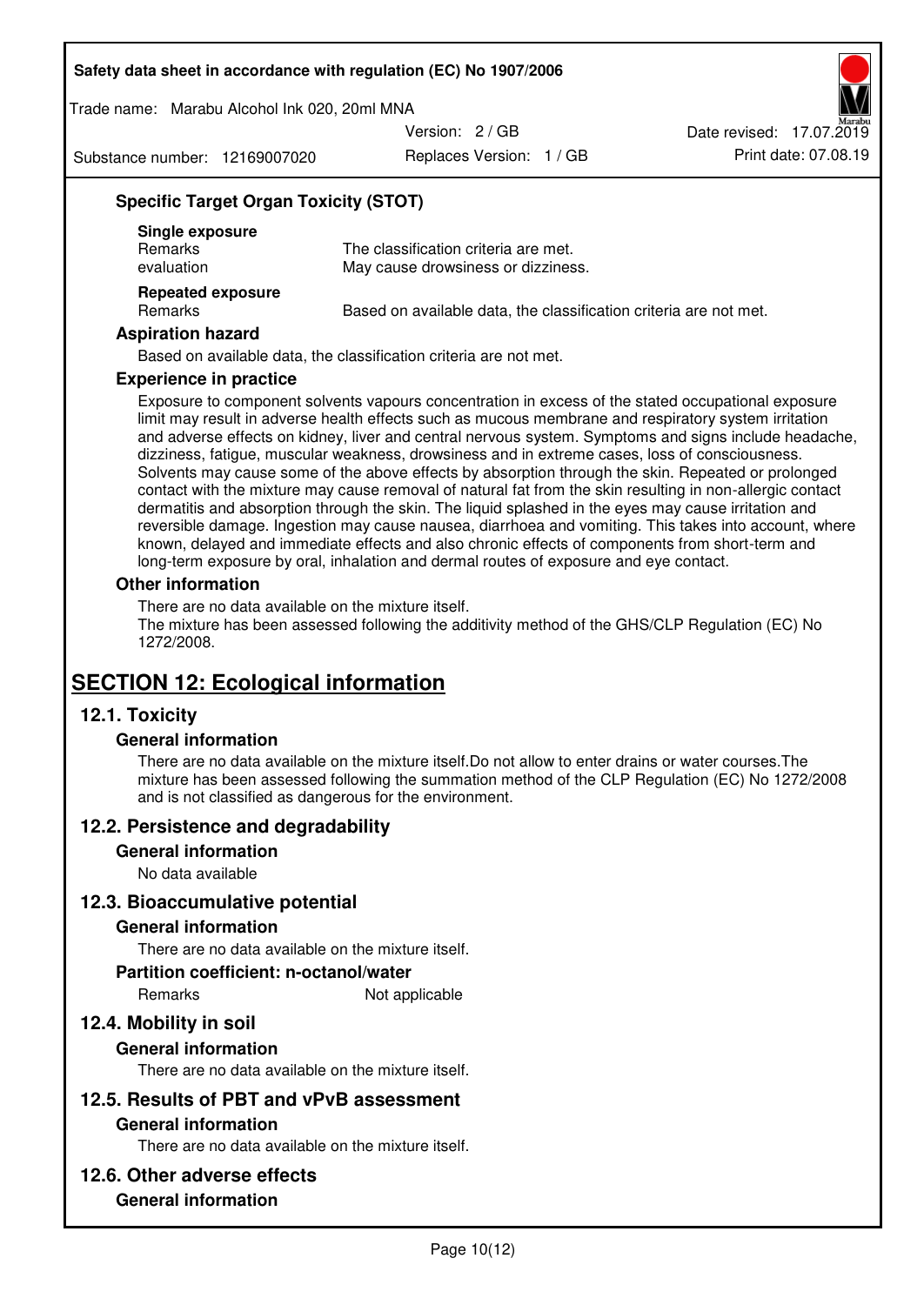### Specific Target Organ Toxicity (STOT)

**Single exposure**

| | |
|---|---|
| Remarks | The classification criteria are met. |
| evaluation | May cause drowsiness or dizziness. |

**Repeated exposure**

| | |
|---|---|
| Remarks | Based on available data, the classification criteria are not met. |

### Aspiration hazard

Based on available data, the classification criteria are not met.

### Experience in practice

Exposure to component solvents vapours concentration in excess of the stated occupational exposure limit may result in adverse health effects such as mucous membrane and respiratory system irritation and adverse effects on kidney, liver and central nervous system. Symptoms and signs include headache, dizziness, fatigue, muscular weakness, drowsiness and in extreme cases, loss of consciousness. Solvents may cause some of the above effects by absorption through the skin. Repeated or prolonged contact with the mixture may cause removal of natural fat from the skin resulting in non-allergic contact dermatitis and absorption through the skin. The liquid splashed in the eyes may cause irritation and reversible damage. Ingestion may cause nausea, diarrhoea and vomiting. This takes into account, where known, delayed and immediate effects and also chronic effects of components from short-term and long-term exposure by oral, inhalation and dermal routes of exposure and eye contact.

### Other information

There are no data available on the mixture itself.
The mixture has been assessed following the additivity method of the GHS/CLP Regulation (EC) No 1272/2008.

# SECTION 12: Ecological information

## 12.1. Toxicity

### General information

There are no data available on the mixture itself.Do not allow to enter drains or water courses.The mixture has been assessed following the summation method of the CLP Regulation (EC) No 1272/2008 and is not classified as dangerous for the environment.

## 12.2. Persistence and degradability

### General information

No data available

## 12.3. Bioaccumulative potential

### General information

There are no data available on the mixture itself.

### Partition coefficient: n-octanol/water

| | |
|---|---|
| Remarks | Not applicable |

## 12.4. Mobility in soil

### General information

There are no data available on the mixture itself.

## 12.5. Results of PBT and vPvB assessment

### General information

There are no data available on the mixture itself.

## 12.6. Other adverse effects

### General information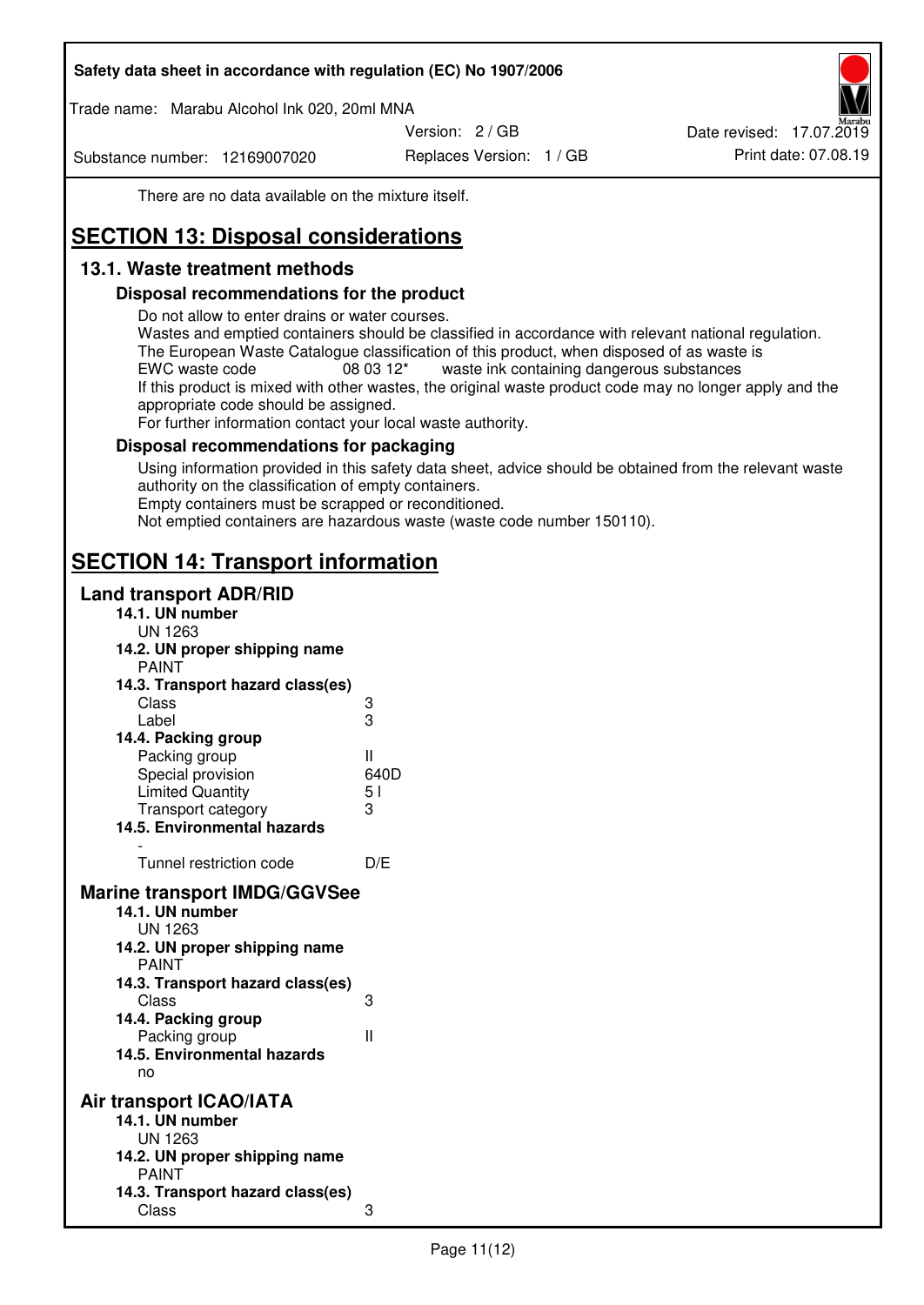There are no data available on the mixture itself.

# SECTION 13: Disposal considerations

## 13.1. Waste treatment methods

### Disposal recommendations for the product

Do not allow to enter drains or water courses.
Wastes and emptied containers should be classified in accordance with relevant national regulation.
The European Waste Catalogue classification of this product, when disposed of as waste is
EWC waste code 08 03 12* waste ink containing dangerous substances
If this product is mixed with other wastes, the original waste product code may no longer apply and the appropriate code should be assigned.
For further information contact your local waste authority.

### Disposal recommendations for packaging

Using information provided in this safety data sheet, advice should be obtained from the relevant waste authority on the classification of empty containers.
Empty containers must be scrapped or reconditioned.
Not emptied containers are hazardous waste (waste code number 150110).

# SECTION 14: Transport information

## Land transport ADR/RID

**14.1. UN number**
UN 1263

**14.2. UN proper shipping name**
PAINT

**14.3. Transport hazard class(es)**

| | |
|---|---|
| Class | 3 |
| Label | 3 |

**14.4. Packing group**

| | |
|---|---|
| Packing group | II |
| Special provision | 640D |
| Limited Quantity | 5 l |
| Transport category | 3 |

**14.5. Environmental hazards**
-

| | |
|---|---|
| Tunnel restriction code | D/E |

## Marine transport IMDG/GGVSee

**14.1. UN number**
UN 1263

**14.2. UN proper shipping name**
PAINT

**14.3. Transport hazard class(es)**

| | |
|---|---|
| Class | 3 |

**14.4. Packing group**

| | |
|---|---|
| Packing group | II |

**14.5. Environmental hazards**
no

## Air transport ICAO/IATA

**14.1. UN number**
UN 1263

**14.2. UN proper shipping name**
PAINT

**14.3. Transport hazard class(es)**

| | |
|---|---|
| Class | 3 |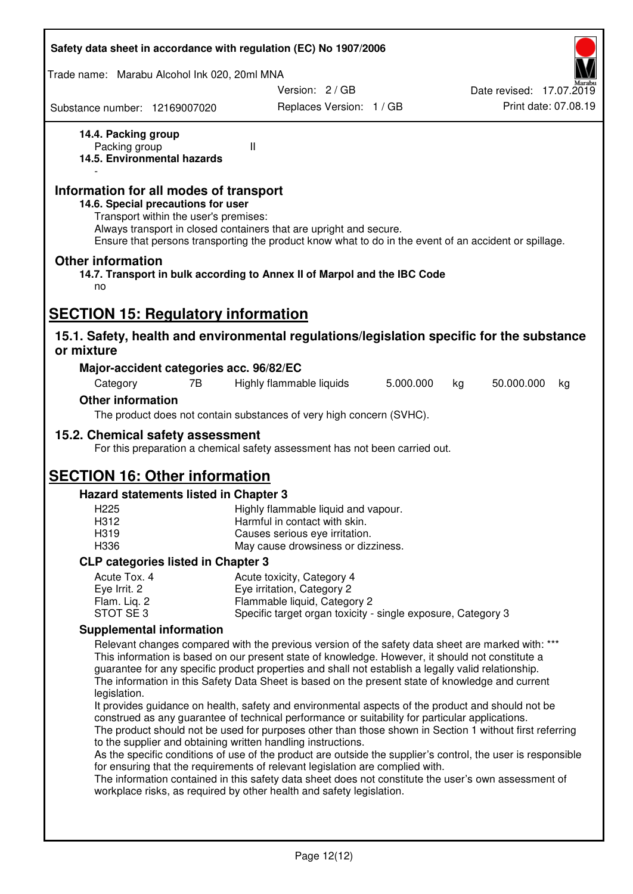**14.4. Packing group**

Packing group II

**14.5. Environmental hazards**

-

## Information for all modes of transport

**14.6. Special precautions for user**

Transport within the user's premises:
Always transport in closed containers that are upright and secure.
Ensure that persons transporting the product know what to do in the event of an accident or spillage.

## Other information

**14.7. Transport in bulk according to Annex II of Marpol and the IBC Code**

no

# SECTION 15: Regulatory information

## 15.1. Safety, health and environmental regulations/legislation specific for the substance or mixture

### Major-accident categories acc. 96/82/EC

| | | | | | | |
|---|---|---|---|---|---|---|
| Category | 7B | Highly flammable liquids | 5.000.000 | kg | 50.000.000 | kg |

### Other information

The product does not contain substances of very high concern (SVHC).

## 15.2. Chemical safety assessment

For this preparation a chemical safety assessment has not been carried out.

# SECTION 16: Other information

### Hazard statements listed in Chapter 3

| | |
|---|---|
| H225 | Highly flammable liquid and vapour. |
| H312 | Harmful in contact with skin. |
| H319 | Causes serious eye irritation. |
| H336 | May cause drowsiness or dizziness. |

### CLP categories listed in Chapter 3

| | |
|---|---|
| Acute Tox. 4 | Acute toxicity, Category 4 |
| Eye Irrit. 2 | Eye irritation, Category 2 |
| Flam. Liq. 2 | Flammable liquid, Category 2 |
| STOT SE 3 | Specific target organ toxicity - single exposure, Category 3 |

### Supplemental information

Relevant changes compared with the previous version of the safety data sheet are marked with: ***
This information is based on our present state of knowledge. However, it should not constitute a guarantee for any specific product properties and shall not establish a legally valid relationship.
The information in this Safety Data Sheet is based on the present state of knowledge and current legislation.
It provides guidance on health, safety and environmental aspects of the product and should not be construed as any guarantee of technical performance or suitability for particular applications.
The product should not be used for purposes other than those shown in Section 1 without first referring to the supplier and obtaining written handling instructions.
As the specific conditions of use of the product are outside the supplier's control, the user is responsible for ensuring that the requirements of relevant legislation are complied with.
The information contained in this safety data sheet does not constitute the user's own assessment of workplace risks, as required by other health and safety legislation.